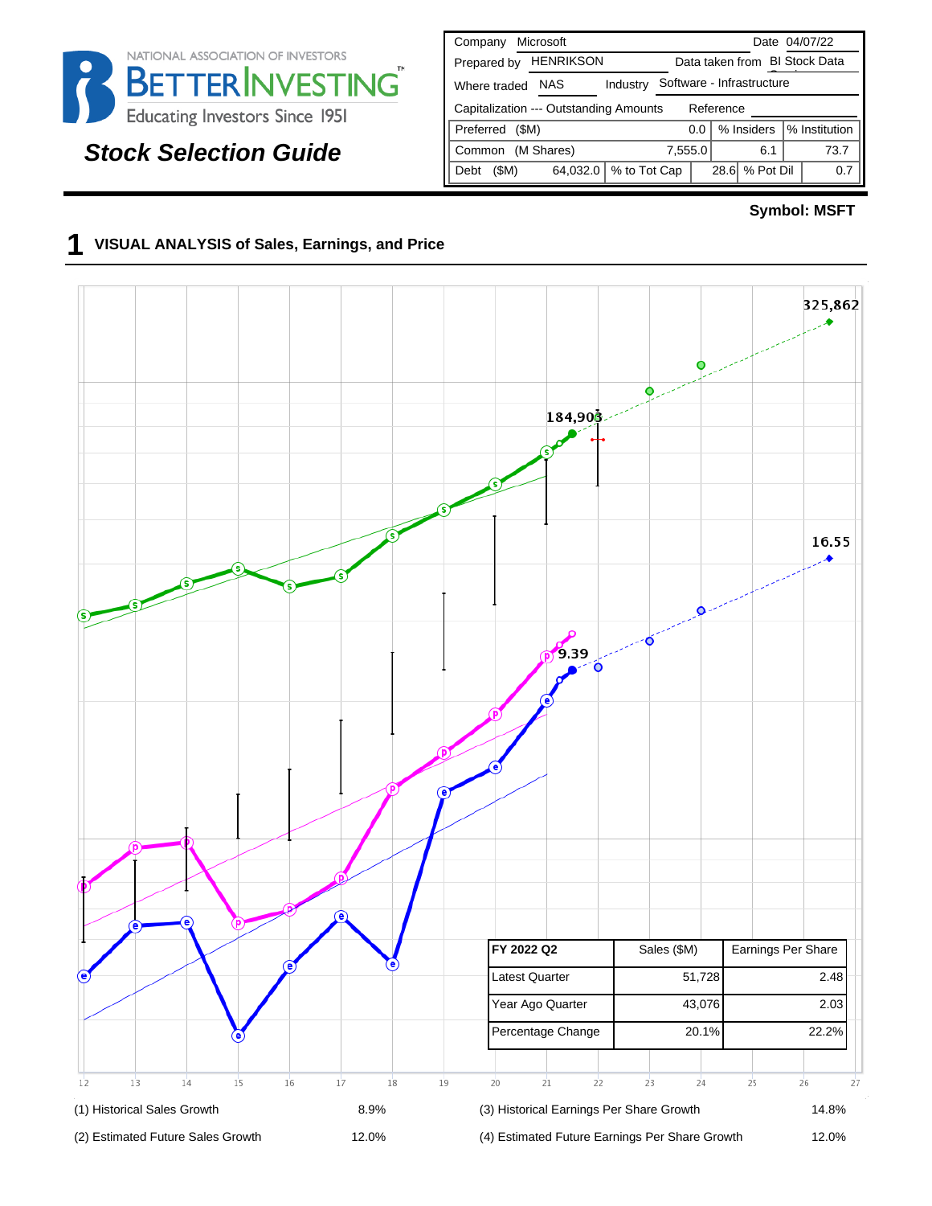NATIONAL ASSOCIATION OF INVESTORS

BETTERINVESTING™

Educating Investors Since 1951

## Stock Selection Guide

| | | | | | |
|---|---|---|---|---|---|
| Company Microsoft | | | Date 04/07/22 | | |
| Prepared by HENRIKSON | | | Data taken from BI Stock Data | | |
| Where traded NAS | | Industry Software - Infrastructure | | | |
| Capitalization --- Outstanding Amounts | | | Reference | | |
| Preferred ($M) | | 0.0 | % Insiders | % Institution | |
| Common (M Shares) | | 7,555.0 | 6.1 | 73.7 | |
| Debt ($M) | 64,032.0 | % to Tot Cap | 28.6 | % Pot Dil | 0.7 |

**Symbol: MSFT**

## 1 VISUAL ANALYSIS of Sales, Earnings, and Price

325,862

184,903

16.55

9.39

12 13 14 15 16 17 18 19 20 21 22 23 24 25 26 27

| FY 2022 Q2 | Sales ($M) | Earnings Per Share |
|---|---|---|
| Latest Quarter | 51,728 | 2.48 |
| Year Ago Quarter | 43,076 | 2.03 |
| Percentage Change | 20.1% | 22.2% |

| | | | |
|---|---|---|---|
| (1) Historical Sales Growth | 8.9% | (3) Historical Earnings Per Share Growth | 14.8% |
| (2) Estimated Future Sales Growth | 12.0% | (4) Estimated Future Earnings Per Share Growth | 12.0% |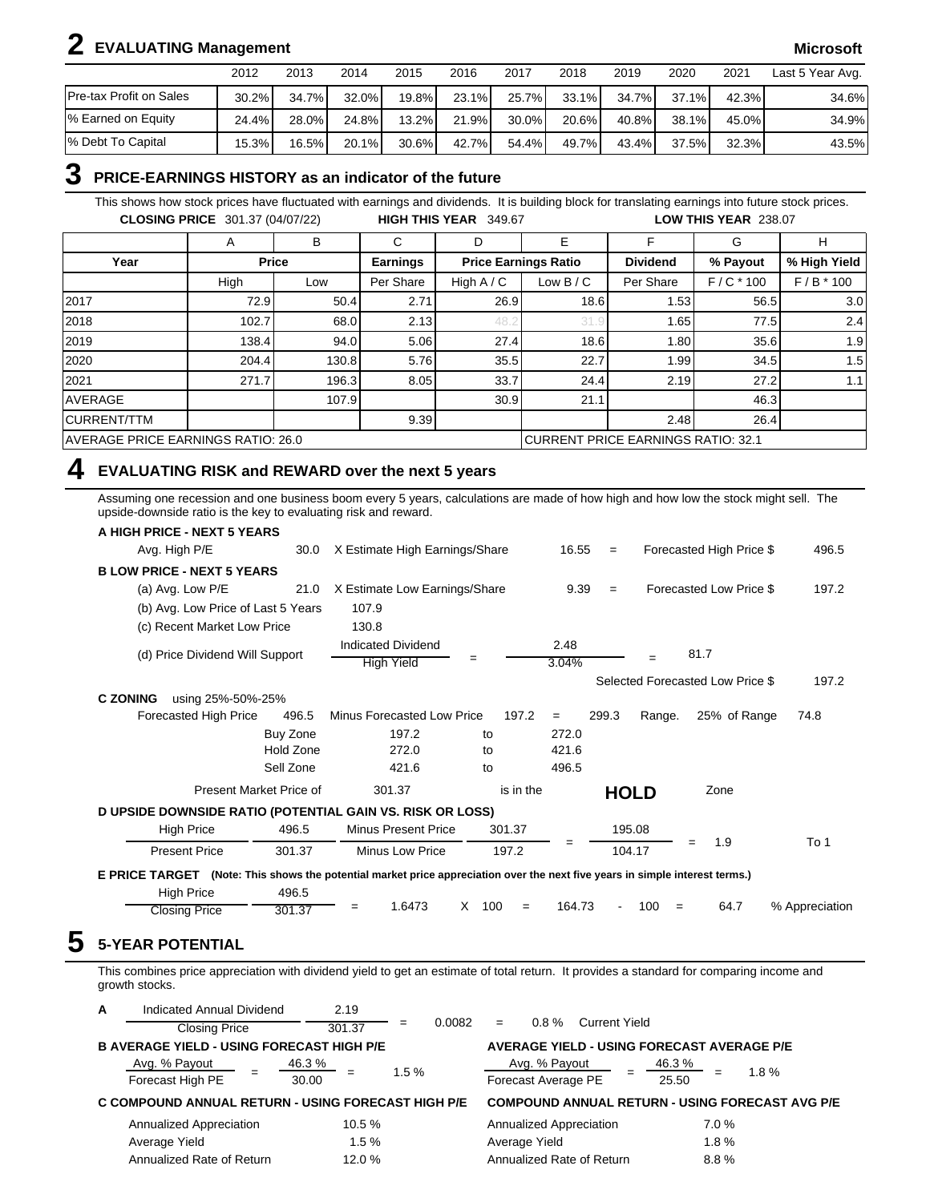## 2 EVALUATING Management

**Microsoft**

| | 2012 | 2013 | 2014 | 2015 | 2016 | 2017 | 2018 | 2019 | 2020 | 2021 | Last 5 Year Avg. |
|---|---|---|---|---|---|---|---|---|---|---|---|
| Pre-tax Profit on Sales | 30.2% | 34.7% | 32.0% | 19.8% | 23.1% | 25.7% | 33.1% | 34.7% | 37.1% | 42.3% | 34.6% |
| % Earned on Equity | 24.4% | 28.0% | 24.8% | 13.2% | 21.9% | 30.0% | 20.6% | 40.8% | 38.1% | 45.0% | 34.9% |
| % Debt To Capital | 15.3% | 16.5% | 20.1% | 30.6% | 42.7% | 54.4% | 49.7% | 43.4% | 37.5% | 32.3% | 43.5% |

## 3 PRICE-EARNINGS HISTORY as an indicator of the future

This shows how stock prices have fluctuated with earnings and dividends. It is building block for translating earnings into future stock prices.

**CLOSING PRICE** 301.37 (04/07/22) **HIGH THIS YEAR** 349.67 **LOW THIS YEAR** 238.07

| | A | B | C | D | E | F | G | H |
|---|---|---|---|---|---|---|---|---|
| **Year** | **Price** | | **Earnings** | **Price Earnings Ratio** | | **Dividend** | **% Payout** | **% High Yield** |
| | High | Low | Per Share | High A / C | Low B / C | Per Share | F / C * 100 | F / B * 100 |
| 2017 | 72.9 | 50.4 | 2.71 | 26.9 | 18.6 | 1.53 | 56.5 | 3.0 |
| 2018 | 102.7 | 68.0 | 2.13 | 48.2 | 31.9 | 1.65 | 77.5 | 2.4 |
| 2019 | 138.4 | 94.0 | 5.06 | 27.4 | 18.6 | 1.80 | 35.6 | 1.9 |
| 2020 | 204.4 | 130.8 | 5.76 | 35.5 | 22.7 | 1.99 | 34.5 | 1.5 |
| 2021 | 271.7 | 196.3 | 8.05 | 33.7 | 24.4 | 2.19 | 27.2 | 1.1 |
| AVERAGE | | 107.9 | | 30.9 | 21.1 | | 46.3 | |
| CURRENT/TTM | | | 9.39 | | | 2.48 | 26.4 | |

AVERAGE PRICE EARNINGS RATIO: 26.0 CURRENT PRICE EARNINGS RATIO: 32.1

## 4 EVALUATING RISK and REWARD over the next 5 years

Assuming one recession and one business boom every 5 years, calculations are made of how high and how low the stock might sell. The upside-downside ratio is the key to evaluating risk and reward.

**A HIGH PRICE - NEXT 5 YEARS**

Avg. High P/E 30.0 X Estimate High Earnings/Share 16.55 = Forecasted High Price $ 496.5

**B LOW PRICE - NEXT 5 YEARS**

(a) Avg. Low P/E 21.0 X Estimate Low Earnings/Share 9.39 = Forecasted Low Price $ 197.2

(b) Avg. Low Price of Last 5 Years 107.9

(c) Recent Market Low Price 130.8

(d) Price Dividend Will Support $\frac{\text{Indicated Dividend}}{\text{High Yield}} = \frac{2.48}{3.04\%} = 81.7$

Selected Forecasted Low Price $ 197.2

**C ZONING** using 25%-50%-25%

Forecasted High Price 496.5 Minus Forecasted Low Price 197.2 = 299.3 Range. 25% of Range 74.8

| | | | |
|---|---|---|---|
| Buy Zone | 197.2 | to | 272.0 |
| Hold Zone | 272.0 | to | 421.6 |
| Sell Zone | 421.6 | to | 496.5 |

Present Market Price of 301.37 is in the **HOLD** Zone

**D UPSIDE DOWNSIDE RATIO (POTENTIAL GAIN VS. RISK OR LOSS)**

$\frac{\text{High Price } 496.5 \text{ Minus Present Price } 301.37}{\text{Present Price } 301.37 \text{ Minus Low Price } 197.2} = \frac{195.08}{104.17} = 1.9$ To 1

**E PRICE TARGET** **(Note: This shows the potential market price appreciation over the next five years in simple interest terms.)**

$\frac{\text{High Price } 496.5}{\text{Closing Price } 301.37} = 1.6473 \times 100 = 164.73 - 100 = 64.7$ % Appreciation

## 5 5-YEAR POTENTIAL

This combines price appreciation with dividend yield to get an estimate of total return. It provides a standard for comparing income and growth stocks.

**A** $\frac{\text{Indicated Annual Dividend } 2.19}{\text{Closing Price } 301.37} = 0.0082 = 0.8\%$ Current Yield

**B AVERAGE YIELD - USING FORECAST HIGH P/E**

$\frac{\text{Avg. \% Payout}}{\text{Forecast High PE}} = \frac{46.3\%}{30.00} = 1.5\%$

**AVERAGE YIELD - USING FORECAST AVERAGE PE**

$\frac{\text{Avg. \% Payout}}{\text{Forecast Average PE}} = \frac{46.3\%}{25.50} = 1.8\%$

**C COMPOUND ANNUAL RETURN - USING FORECAST HIGH P/E**

| | |
|---|---|
| Annualized Appreciation | 10.5 % |
| Average Yield | 1.5 % |
| Annualized Rate of Return | 12.0 % |

**COMPOUND ANNUAL RETURN - USING FORECAST AVG P/E**

| | |
|---|---|
| Annualized Appreciation | 7.0 % |
| Average Yield | 1.8 % |
| Annualized Rate of Return | 8.8 % |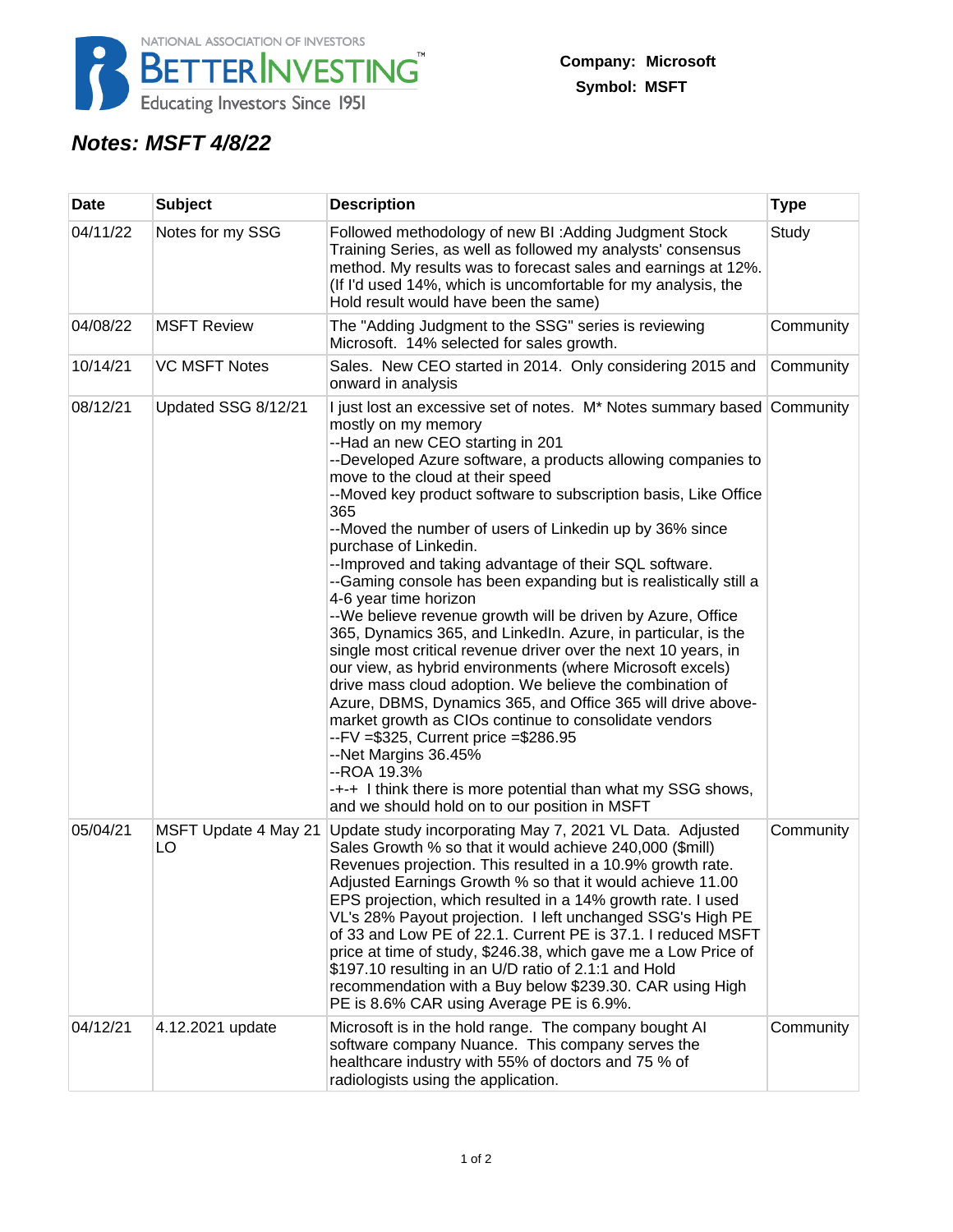NATIONAL ASSOCIATION OF INVESTORS
BETTERINVESTING™
Educating Investors Since 1951

**Company: Microsoft**
**Symbol: MSFT**

## *Notes: MSFT 4/8/22*

| Date | Subject | Description | Type |
|---|---|---|---|
| 04/11/22 | Notes for my SSG | Followed methodology of new BI :Adding Judgment Stock Training Series, as well as followed my analysts' consensus method. My results was to forecast sales and earnings at 12%. (If I'd used 14%, which is uncomfortable for my analysis, the Hold result would have been the same) | Study |
| 04/08/22 | MSFT Review | The "Adding Judgment to the SSG" series is reviewing Microsoft. 14% selected for sales growth. | Community |
| 10/14/21 | VC MSFT Notes | Sales. New CEO started in 2014. Only considering 2015 and onward in analysis | Community |
| 08/12/21 | Updated SSG 8/12/21 | I just lost an excessive set of notes. M* Notes summary based mostly on my memory<br>--Had an new CEO starting in 201<br>--Developed Azure software, a products allowing companies to move to the cloud at their speed<br>--Moved key product software to subscription basis, Like Office 365<br>--Moved the number of users of Linkedin up by 36% since purchase of Linkedin.<br>--Improved and taking advantage of their SQL software.<br>--Gaming console has been expanding but is realistically still a 4-6 year time horizon<br>--We believe revenue growth will be driven by Azure, Office 365, Dynamics 365, and LinkedIn. Azure, in particular, is the single most critical revenue driver over the next 10 years, in our view, as hybrid environments (where Microsoft excels) drive mass cloud adoption. We believe the combination of Azure, DBMS, Dynamics 365, and Office 365 will drive above-market growth as CIOs continue to consolidate vendors<br>--FV =$325, Current price =$286.95<br>--Net Margins 36.45%<br>--ROA 19.3%<br>-+-+ I think there is more potential than what my SSG shows, and we should hold on to our position in MSFT | Community |
| 05/04/21 | MSFT Update 4 May 21 LO | Update study incorporating May 7, 2021 VL Data. Adjusted Sales Growth % so that it would achieve 240,000 ($mill) Revenues projection. This resulted in a 10.9% growth rate. Adjusted Earnings Growth % so that it would achieve 11.00 EPS projection, which resulted in a 14% growth rate. I used VL's 28% Payout projection. I left unchanged SSG's High PE of 33 and Low PE of 22.1. Current PE is 37.1. I reduced MSFT price at time of study, $246.38, which gave me a Low Price of $197.10 resulting in an U/D ratio of 2.1:1 and Hold recommendation with a Buy below $239.30. CAR using High PE is 8.6% CAR using Average PE is 6.9%. | Community |
| 04/12/21 | 4.12.2021 update | Microsoft is in the hold range. The company bought AI software company Nuance. This company serves the healthcare industry with 55% of doctors and 75 % of radiologists using the application. | Community |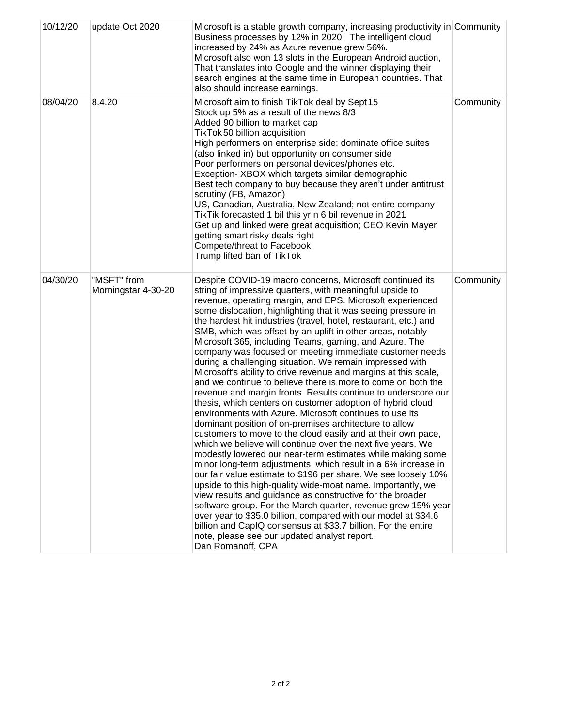| | | | |
|---|---|---|---|
| 10/12/20 | update Oct 2020 | Microsoft is a stable growth company, increasing productivity in Business processes by 12% in 2020. The intelligent cloud increased by 24% as Azure revenue grew 56%.<br>Microsoft also won 13 slots in the European Android auction, That translates into Google and the winner displaying their search engines at the same time in European countries. That also should increase earnings. | Community |
| 08/04/20 | 8.4.20 | Microsoft aim to finish TikTok deal by Sept 15<br>Stock up 5% as a result of the news 8/3<br>Added 90 billion to market cap<br>TikTok 50 billion acquisition<br>High performers on enterprise side; dominate office suites (also linked in) but opportunity on consumer side<br>Poor performers on personal devices/phones etc.<br>Exception- XBOX which targets similar demographic<br>Best tech company to buy because they aren't under antitrust scrutiny (FB, Amazon)<br>US, Canadian, Australia, New Zealand; not entire company<br>TikTik forecasted 1 bil this yr n 6 bil revenue in 2021<br>Get up and linked were great acquisition; CEO Kevin Mayer getting smart risky deals right<br>Compete/threat to Facebook<br>Trump lifted ban of TikTok | Community |
| 04/30/20 | "MSFT" from Morningstar 4-30-20 | Despite COVID-19 macro concerns, Microsoft continued its string of impressive quarters, with meaningful upside to revenue, operating margin, and EPS. Microsoft experienced some dislocation, highlighting that it was seeing pressure in the hardest hit industries (travel, hotel, restaurant, etc.) and SMB, which was offset by an uplift in other areas, notably Microsoft 365, including Teams, gaming, and Azure. The company was focused on meeting immediate customer needs during a challenging situation. We remain impressed with Microsoft's ability to drive revenue and margins at this scale, and we continue to believe there is more to come on both the revenue and margin fronts. Results continue to underscore our thesis, which centers on customer adoption of hybrid cloud environments with Azure. Microsoft continues to use its dominant position of on-premises architecture to allow customers to move to the cloud easily and at their own pace, which we believe will continue over the next five years. We modestly lowered our near-term estimates while making some minor long-term adjustments, which result in a 6% increase in our fair value estimate to $196 per share. We see loosely 10% upside to this high-quality wide-moat name. Importantly, we view results and guidance as constructive for the broader software group. For the March quarter, revenue grew 15% year over year to $35.0 billion, compared with our model at $34.6 billion and CapIQ consensus at $33.7 billion. For the entire note, please see our updated analyst report.<br>Dan Romanoff, CPA | Community |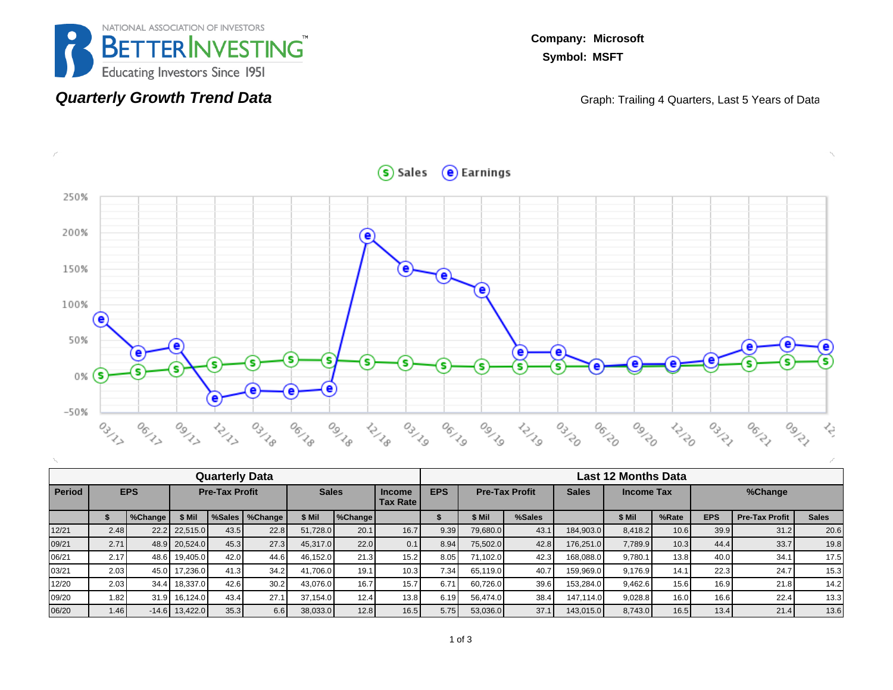NATIONAL ASSOCIATION OF INVESTORS
BETTERINVESTING™
Educating Investors Since 1951

**Company: Microsoft**
**Symbol: MSFT**

## *Quarterly Growth Trend Data*

Graph: Trailing 4 Quarters, Last 5 Years of Data

| Quarterly Data | | | | | | | | | Last 12 Months Data | | | | | | | | |
|---|---|---|---|---|---|---|---|---|---|---|---|---|---|---|---|---|---|
| **Period** | **EPS** | | **Pre-Tax Profit** | | | **Sales** | | **Income Tax Rate** | **EPS** | **Pre-Tax Profit** | | **Sales** | **Income Tax** | | **%Change** | | |
| | **$** | **%Change** | **$ Mil** | **%Sales** | **%Change** | **$ Mil** | **%Change** | | **$** | **$ Mil** | **%Sales** | | **$ Mil** | **%Rate** | **EPS** | **Pre-Tax Profit** | **Sales** |
| 12/21 | 2.48 | 22.2 | 22,515.0 | 43.5 | 22.8 | 51,728.0 | 20.1 | 16.7 | 9.39 | 79,680.0 | 43.1 | 184,903.0 | 8,418.2 | 10.6 | 39.9 | 31.2 | 20.6 |
| 09/21 | 2.71 | 48.9 | 20,524.0 | 45.3 | 27.3 | 45,317.0 | 22.0 | 0.1 | 8.94 | 75,502.0 | 42.8 | 176,251.0 | 7,789.9 | 10.3 | 44.4 | 33.7 | 19.8 |
| 06/21 | 2.17 | 48.6 | 19,405.0 | 42.0 | 44.6 | 46,152.0 | 21.3 | 15.2 | 8.05 | 71,102.0 | 42.3 | 168,088.0 | 9,780.1 | 13.8 | 40.0 | 34.1 | 17.5 |
| 03/21 | 2.03 | 45.0 | 17,236.0 | 41.3 | 34.2 | 41,706.0 | 19.1 | 10.3 | 7.34 | 65,119.0 | 40.7 | 159,969.0 | 9,176.9 | 14.1 | 22.3 | 24.7 | 15.3 |
| 12/20 | 2.03 | 34.4 | 18,337.0 | 42.6 | 30.2 | 43,076.0 | 16.7 | 15.7 | 6.71 | 60,726.0 | 39.6 | 153,284.0 | 9,462.6 | 15.6 | 16.9 | 21.8 | 14.2 |
| 09/20 | 1.82 | 31.9 | 16,124.0 | 43.4 | 27.1 | 37,154.0 | 12.4 | 13.8 | 6.19 | 56,474.0 | 38.4 | 147,114.0 | 9,028.8 | 16.0 | 16.6 | 22.4 | 13.3 |
| 06/20 | 1.46 | -14.6 | 13,422.0 | 35.3 | 6.6 | 38,033.0 | 12.8 | 16.5 | 5.75 | 53,036.0 | 37.1 | 143,015.0 | 8,743.0 | 16.5 | 13.4 | 21.4 | 13.6 |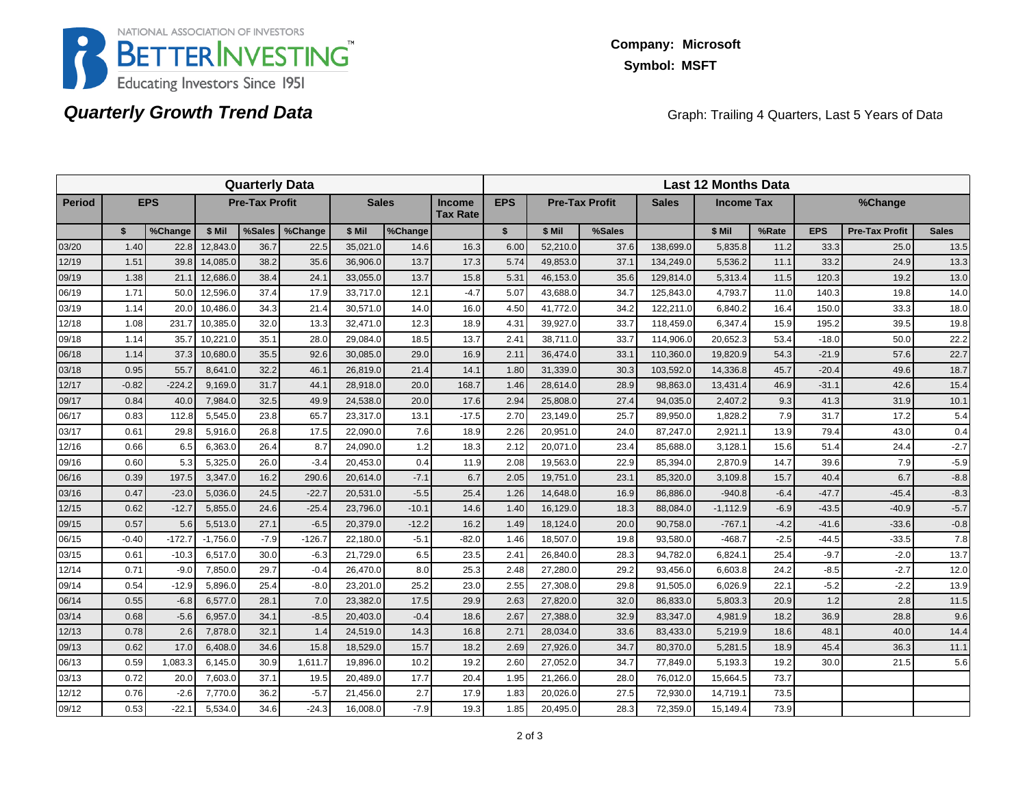NATIONAL ASSOCIATION OF INVESTORS
BETTERINVESTING™
Educating Investors Since 1951

**Company: Microsoft**

**Symbol: MSFT**

## *Quarterly Growth Trend Data*

Graph: Trailing 4 Quarters, Last 5 Years of Data

| Quarterly Data | | | | | | | | | Last 12 Months Data | | | | | | | | |
|---|---|---|---|---|---|---|---|---|---|---|---|---|---|---|---|---|---|
| Period | EPS | | Pre-Tax Profit | | | Sales | | Income Tax Rate | EPS | Pre-Tax Profit | | Sales | Income Tax | | %Change | | |
| | $ | %Change | $ Mil | %Sales | %Change | $ Mil | %Change | | $ | $ Mil | %Sales | | $ Mil | %Rate | EPS | Pre-Tax Profit | Sales |
| 03/20 | 1.40 | 22.8 | 12,843.0 | 36.7 | 22.5 | 35,021.0 | 14.6 | 16.3 | 6.00 | 52,210.0 | 37.6 | 138,699.0 | 5,835.8 | 11.2 | 33.3 | 25.0 | 13.5 |
| 12/19 | 1.51 | 39.8 | 14,085.0 | 38.2 | 35.6 | 36,906.0 | 13.7 | 17.3 | 5.74 | 49,853.0 | 37.1 | 134,249.0 | 5,536.2 | 11.1 | 33.2 | 24.9 | 13.3 |
| 09/19 | 1.38 | 21.1 | 12,686.0 | 38.4 | 24.1 | 33,055.0 | 13.7 | 15.8 | 5.31 | 46,153.0 | 35.6 | 129,814.0 | 5,313.4 | 11.5 | 120.3 | 19.2 | 13.0 |
| 06/19 | 1.71 | 50.0 | 12,596.0 | 37.4 | 17.9 | 33,717.0 | 12.1 | -4.7 | 5.07 | 43,688.0 | 34.7 | 125,843.0 | 4,793.7 | 11.0 | 140.3 | 19.8 | 14.0 |
| 03/19 | 1.14 | 20.0 | 10,486.0 | 34.3 | 21.4 | 30,571.0 | 14.0 | 16.0 | 4.50 | 41,772.0 | 34.2 | 122,211.0 | 6,840.2 | 16.4 | 150.0 | 33.3 | 18.0 |
| 12/18 | 1.08 | 231.7 | 10,385.0 | 32.0 | 13.3 | 32,471.0 | 12.3 | 18.9 | 4.31 | 39,927.0 | 33.7 | 118,459.0 | 6,347.4 | 15.9 | 195.2 | 39.5 | 19.8 |
| 09/18 | 1.14 | 35.7 | 10,221.0 | 35.1 | 28.0 | 29,084.0 | 18.5 | 13.7 | 2.41 | 38,711.0 | 33.7 | 114,906.0 | 20,652.3 | 53.4 | -18.0 | 50.0 | 22.2 |
| 06/18 | 1.14 | 37.3 | 10,680.0 | 35.5 | 92.6 | 30,085.0 | 29.0 | 16.9 | 2.11 | 36,474.0 | 33.1 | 110,360.0 | 19,820.9 | 54.3 | -21.9 | 57.6 | 22.7 |
| 03/18 | 0.95 | 55.7 | 8,641.0 | 32.2 | 46.1 | 26,819.0 | 21.4 | 14.1 | 1.80 | 31,339.0 | 30.3 | 103,592.0 | 14,336.8 | 45.7 | -20.4 | 49.6 | 18.7 |
| 12/17 | -0.82 | -224.2 | 9,169.0 | 31.7 | 44.1 | 28,918.0 | 20.0 | 168.7 | 1.46 | 28,614.0 | 28.9 | 98,863.0 | 13,431.4 | 46.9 | -31.1 | 42.6 | 15.4 |
| 09/17 | 0.84 | 40.0 | 7,984.0 | 32.5 | 49.9 | 24,538.0 | 20.0 | 17.6 | 2.94 | 25,808.0 | 27.4 | 94,035.0 | 2,407.2 | 9.3 | 41.3 | 31.9 | 10.1 |
| 06/17 | 0.83 | 112.8 | 5,545.0 | 23.8 | 65.7 | 23,317.0 | 13.1 | -17.5 | 2.70 | 23,149.0 | 25.7 | 89,950.0 | 1,828.2 | 7.9 | 31.7 | 17.2 | 5.4 |
| 03/17 | 0.61 | 29.8 | 5,916.0 | 26.8 | 17.5 | 22,090.0 | 7.6 | 18.9 | 2.26 | 20,951.0 | 24.0 | 87,247.0 | 2,921.1 | 13.9 | 79.4 | 43.0 | 0.4 |
| 12/16 | 0.66 | 6.5 | 6,363.0 | 26.4 | 8.7 | 24,090.0 | 1.2 | 18.3 | 2.12 | 20,071.0 | 23.4 | 85,688.0 | 3,128.1 | 15.6 | 51.4 | 24.4 | -2.7 |
| 09/16 | 0.60 | 5.3 | 5,325.0 | 26.0 | -3.4 | 20,453.0 | 0.4 | 11.9 | 2.08 | 19,563.0 | 22.9 | 85,394.0 | 2,870.9 | 14.7 | 39.6 | 7.9 | -5.9 |
| 06/16 | 0.39 | 197.5 | 3,347.0 | 16.2 | 290.6 | 20,614.0 | -7.1 | 6.7 | 2.05 | 19,751.0 | 23.1 | 85,320.0 | 3,109.8 | 15.7 | 40.4 | 6.7 | -8.8 |
| 03/16 | 0.47 | -23.0 | 5,036.0 | 24.5 | -22.7 | 20,531.0 | -5.5 | 25.4 | 1.26 | 14,648.0 | 16.9 | 86,886.0 | -940.8 | -6.4 | -47.7 | -45.4 | -8.3 |
| 12/15 | 0.62 | -12.7 | 5,855.0 | 24.6 | -25.4 | 23,796.0 | -10.1 | 14.6 | 1.40 | 16,129.0 | 18.3 | 88,084.0 | -1,112.9 | -6.9 | -43.5 | -40.9 | -5.7 |
| 09/15 | 0.57 | 5.6 | 5,513.0 | 27.1 | -6.5 | 20,379.0 | -12.2 | 16.2 | 1.49 | 18,124.0 | 20.0 | 90,758.0 | -767.1 | -4.2 | -41.6 | -33.6 | -0.8 |
| 06/15 | -0.40 | -172.7 | -1,756.0 | -7.9 | -126.7 | 22,180.0 | -5.1 | -82.0 | 1.46 | 18,507.0 | 19.8 | 93,580.0 | -468.7 | -2.5 | -44.5 | -33.5 | 7.8 |
| 03/15 | 0.61 | -10.3 | 6,517.0 | 30.0 | -6.3 | 21,729.0 | 6.5 | 23.5 | 2.41 | 26,840.0 | 28.3 | 94,782.0 | 6,824.1 | 25.4 | -9.7 | -2.0 | 13.7 |
| 12/14 | 0.71 | -9.0 | 7,850.0 | 29.7 | -0.4 | 26,470.0 | 8.0 | 25.3 | 2.48 | 27,280.0 | 29.2 | 93,456.0 | 6,603.8 | 24.2 | -8.5 | -2.7 | 12.0 |
| 09/14 | 0.54 | -12.9 | 5,896.0 | 25.4 | -8.0 | 23,201.0 | 25.2 | 23.0 | 2.55 | 27,308.0 | 29.8 | 91,505.0 | 6,026.9 | 22.1 | -5.2 | -2.2 | 13.9 |
| 06/14 | 0.55 | -6.8 | 6,577.0 | 28.1 | 7.0 | 23,382.0 | 17.5 | 29.9 | 2.63 | 27,820.0 | 32.0 | 86,833.0 | 5,803.3 | 20.9 | 1.2 | 2.8 | 11.5 |
| 03/14 | 0.68 | -5.6 | 6,957.0 | 34.1 | -8.5 | 20,403.0 | -0.4 | 18.6 | 2.67 | 27,388.0 | 32.9 | 83,347.0 | 4,981.9 | 18.2 | 36.9 | 28.8 | 9.6 |
| 12/13 | 0.78 | 2.6 | 7,878.0 | 32.1 | 1.4 | 24,519.0 | 14.3 | 16.8 | 2.71 | 28,034.0 | 33.6 | 83,433.0 | 5,219.9 | 18.6 | 48.1 | 40.0 | 14.4 |
| 09/13 | 0.62 | 17.0 | 6,408.0 | 34.6 | 15.8 | 18,529.0 | 15.7 | 18.2 | 2.69 | 27,926.0 | 34.7 | 80,370.0 | 5,281.5 | 18.9 | 45.4 | 36.3 | 11.1 |
| 06/13 | 0.59 | 1,083.3 | 6,145.0 | 30.9 | 1,611.7 | 19,896.0 | 10.2 | 19.2 | 2.60 | 27,052.0 | 34.7 | 77,849.0 | 5,193.3 | 19.2 | 30.0 | 21.5 | 5.6 |
| 03/13 | 0.72 | 20.0 | 7,603.0 | 37.1 | 19.5 | 20,489.0 | 17.7 | 20.4 | 1.95 | 21,266.0 | 28.0 | 76,012.0 | 15,664.5 | 73.7 | | | |
| 12/12 | 0.76 | -2.6 | 7,770.0 | 36.2 | -5.7 | 21,456.0 | 2.7 | 17.9 | 1.83 | 20,026.0 | 27.5 | 72,930.0 | 14,719.1 | 73.5 | | | |
| 09/12 | 0.53 | -22.1 | 5,534.0 | 34.6 | -24.3 | 16,008.0 | -7.9 | 19.3 | 1.85 | 20,495.0 | 28.3 | 72,359.0 | 15,149.4 | 73.9 | | | |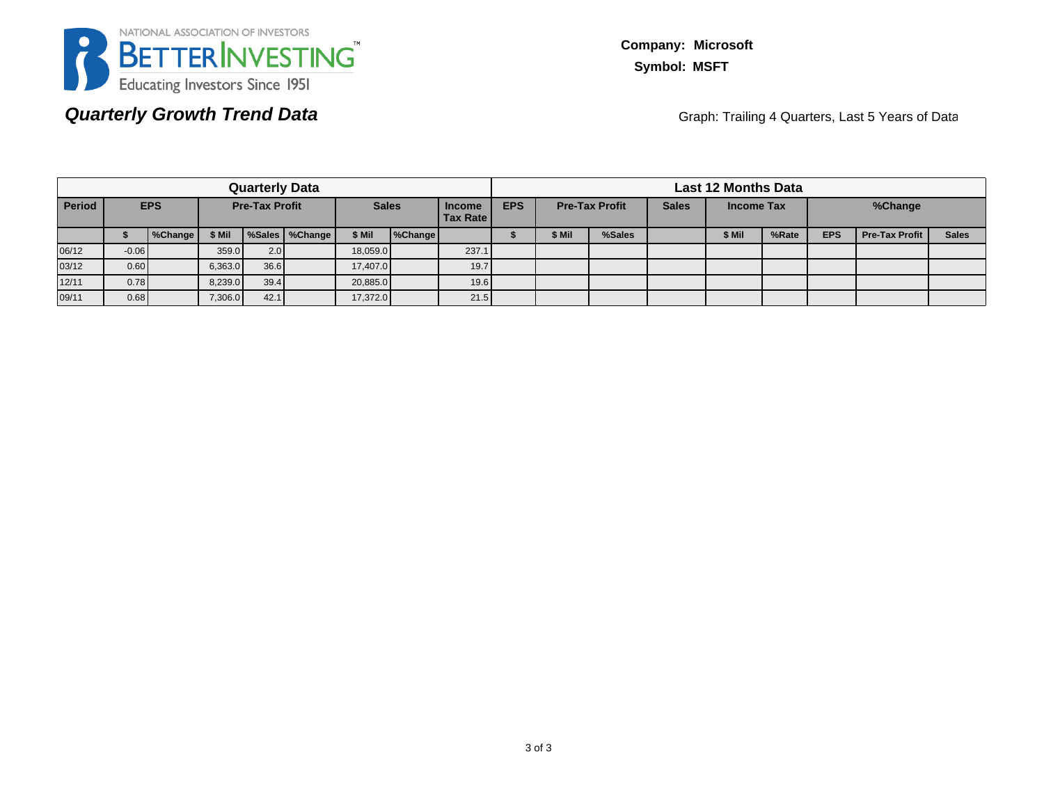NATIONAL ASSOCIATION OF INVESTORS
BETTERINVESTING™
Educating Investors Since 1951

**Company: Microsoft**
**Symbol: MSFT**

## *Quarterly Growth Trend Data*

Graph: Trailing 4 Quarters, Last 5 Years of Data

| Quarterly Data | | | | | | | | | Last 12 Months Data | | | | | | | | | |
|---|---|---|---|---|---|---|---|---|---|---|---|---|---|---|---|---|---|---|
| Period | EPS | | Pre-Tax Profit | | | Sales | | Income Tax Rate | EPS | Pre-Tax Profit | | Sales | Income Tax | | %Change | | | |
| | $ | %Change | $ Mil | %Sales | %Change | $ Mil | %Change | | $ | $ Mil | %Sales | | $ Mil | %Rate | EPS | Pre-Tax Profit | Sales | |
| 06/12 | -0.06 | | 359.0 | 2.0 | | 18,059.0 | | 237.1 | | | | | | | | | | |
| 03/12 | 0.60 | | 6,363.0 | 36.6 | | 17,407.0 | | 19.7 | | | | | | | | | | |
| 12/11 | 0.78 | | 8,239.0 | 39.4 | | 20,885.0 | | 19.6 | | | | | | | | | | |
| 09/11 | 0.68 | | 7,306.0 | 42.1 | | 17,372.0 | | 21.5 | | | | | | | | | | |